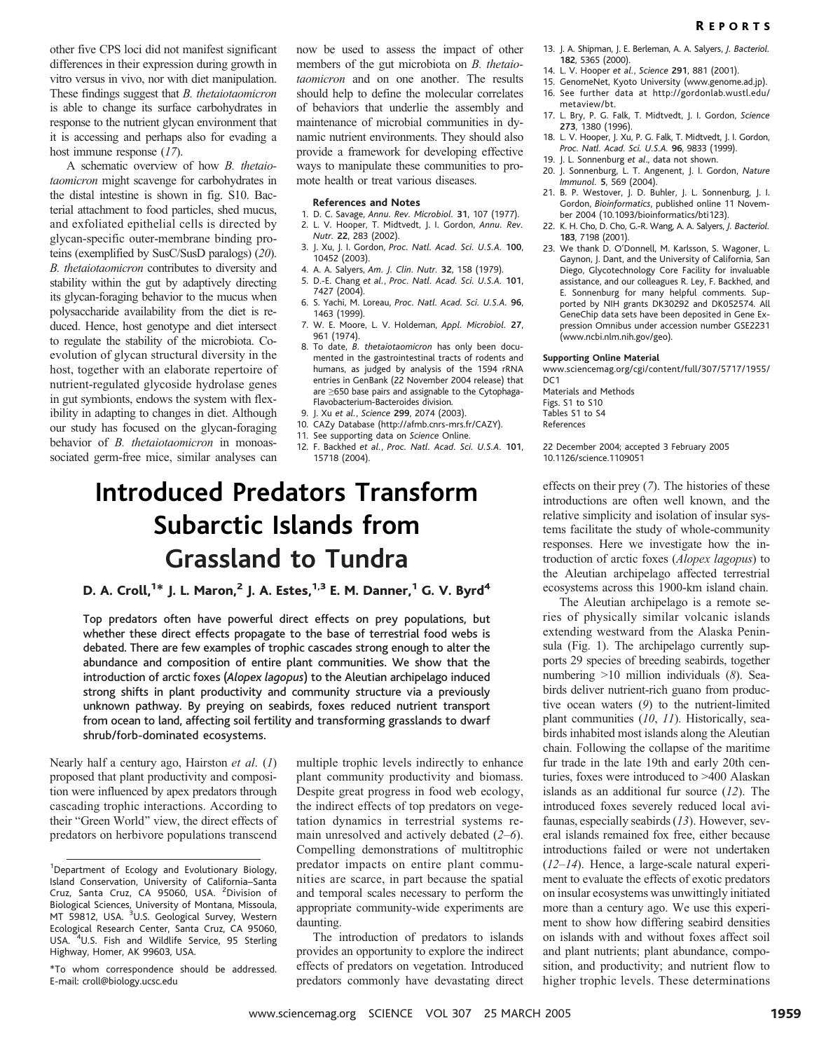other five CPS loci did not manifest significant differences in their expression during growth in vitro versus in vivo, nor with diet manipulation. These findings suggest that *B. thetaiotaomicron* is able to change its surface carbohydrates in response to the nutrient glycan environment that it is accessing and perhaps also for evading a host immune response (*17*).

A schematic overview of how *B. thetaiotaomicron* might scavenge for carbohydrates in the distal intestine is shown in fig. S10. Bacterial attachment to food particles, shed mucus, and exfoliated epithelial cells is directed by glycan-specific outer-membrane binding proteins (exemplified by SusC/SusD paralogs) (*20*). *B. thetaiotaomicron* contributes to diversity and stability within the gut by adaptively directing its glycan-foraging behavior to the mucus when polysaccharide availability from the diet is reduced. Hence, host genotype and diet intersect to regulate the stability of the microbiota. Coevolution of glycan structural diversity in the host, together with an elaborate repertoire of nutrient-regulated glycoside hydrolase genes in gut symbionts, endows the system with flexibility in adapting to changes in diet. Although our study has focused on the glycan-foraging behavior of *B. thetaiotaomicron* in monoassociated germ-free mice, similar analyses can now be used to assess the impact of other members of the gut microbiota on *B. thetaiotaomicron* and on one another. The results should help to define the molecular correlates of behaviors that underlie the assembly and maintenance of microbial communities in dynamic nutrient environments. They should also provide a framework for developing effective ways to manipulate these communities to promote health or treat various diseases.

#### References and Notes

1. D. C. Savage, *Annu. Rev. Microbiol.* **31**, 107 (1977).
2. L. V. Hooper, T. Midtvedt, J. I. Gordon, *Annu. Rev. Nutr.* **22**, 283 (2002).
3. J. Xu, J. I. Gordon, *Proc. Natl. Acad. Sci. U.S.A.* **100**, 10452 (2003).
4. A. A. Salyers, *Am. J. Clin. Nutr.* **32**, 158 (1979).
5. D.-E. Chang *et al.*, *Proc. Natl. Acad. Sci. U.S.A.* **101**, 7427 (2004).
6. S. Yachi, M. Loreau, *Proc. Natl. Acad. Sci. U.S.A.* **96**, 1463 (1999).
7. W. E. Moore, L. V. Holdeman, *Appl. Microbiol.* **27**, 961 (1974).
8. To date, *B. thetaiotaomicron* has only been documented in the gastrointestinal tracts of rodents and humans, as judged by analysis of the 1594 rRNA entries in GenBank (22 November 2004 release) that are ≥650 base pairs and assignable to the Cytophaga-Flavobacterium-Bacteroides division.
9. J. Xu *et al.*, *Science* **299**, 2074 (2003).
10. CAZy Database (http://afmb.cnrs-mrs.fr/CAZY).
11. See supporting data on *Science* Online.
12. F. Backhed *et al.*, *Proc. Natl. Acad. Sci. U.S.A.* **101**, 15718 (2004).
13. J. A. Shipman, J. E. Berleman, A. A. Salyers, *J. Bacteriol.* **182**, 5365 (2000).
14. L. V. Hooper *et al.*, *Science* **291**, 881 (2001).
15. GenomeNet, Kyoto University (www.genome.ad.jp).
16. See further data at http://gordonlab.wustl.edu/metaview/bt.
17. L. Bry, P. G. Falk, T. Midtvedt, J. I. Gordon, *Science* **273**, 1380 (1996).
18. L. V. Hooper, J. Xu, P. G. Falk, T. Midtvedt, J. I. Gordon, *Proc. Natl. Acad. Sci. U.S.A.* **96**, 9833 (1999).
19. J. L. Sonnenburg *et al.*, data not shown.
20. J. Sonnenburg, L. T. Angenent, J. I. Gordon, *Nature Immunol.* **5**, 569 (2004).
21. B. P. Westover, J. D. Buhler, J. L. Sonnenburg, J. I. Gordon, *Bioinformatics*, published online 11 November 2004 (10.1093/bioinformatics/bti123).
22. K. H. Cho, D. Cho, G.-R. Wang, A. A. Salyers, *J. Bacteriol.* **183**, 7198 (2001).
23. We thank D. O'Donnell, M. Karlsson, S. Wagoner, L. Gaynon, J. Dant, and the University of California, San Diego, Glycotechnology Core Facility for invaluable assistance, and our colleagues R. Ley, F. Backhed, and E. Sonnenburg for many helpful comments. Supported by NIH grants DK30292 and DK052574. All GeneChip data sets have been deposited in Gene Expression Omnibus under accession number GSE2231 (www.ncbi.nlm.nih.gov/geo).

#### Supporting Online Material

www.sciencemag.org/cgi/content/full/307/5717/1955/DC1
Materials and Methods
Figs. S1 to S10
Tables S1 to S4
References

22 December 2004; accepted 3 February 2005
10.1126/science.1109051

# Introduced Predators Transform Subarctic Islands from Grassland to Tundra

**D. A. Croll,[1]\* J. L. Maron,[2] J. A. Estes,[1,3] E. M. Danner,[1] G. V. Byrd[4]**

**Top predators often have powerful direct effects on prey populations, but whether these direct effects propagate to the base of terrestrial food webs is debated. There are few examples of trophic cascades strong enough to alter the abundance and composition of entire plant communities. We show that the introduction of arctic foxes (*Alopex lagopus*) to the Aleutian archipelago induced strong shifts in plant productivity and community structure via a previously unknown pathway. By preying on seabirds, foxes reduced nutrient transport from ocean to land, affecting soil fertility and transforming grasslands to dwarf shrub/forb-dominated ecosystems.**

Nearly half a century ago, Hairston *et al.* (*1*) proposed that plant productivity and composition were influenced by apex predators through cascading trophic interactions. According to their "Green World" view, the direct effects of predators on herbivore populations transcend multiple trophic levels indirectly to enhance plant community productivity and biomass. Despite great progress in food web ecology, the indirect effects of top predators on vegetation dynamics in terrestrial systems remain unresolved and actively debated (*2*–*6*). Compelling demonstrations of multitrophic predator impacts on entire plant communities are scarce, in part because the spatial and temporal scales necessary to perform the appropriate community-wide experiments are daunting.

The introduction of predators to islands provides an opportunity to explore the indirect effects of predators on vegetation. Introduced predators commonly have devastating direct effects on their prey (*7*). The histories of these introductions are often well known, and the relative simplicity and isolation of insular systems facilitate the study of whole-community responses. Here we investigate how the introduction of arctic foxes (*Alopex lagopus*) to the Aleutian archipelago affected terrestrial ecosystems across this 1900-km island chain.

The Aleutian archipelago is a remote series of physically similar volcanic islands extending westward from the Alaska Peninsula (Fig. 1). The archipelago currently supports 29 species of breeding seabirds, together numbering >10 million individuals (*8*). Seabirds deliver nutrient-rich guano from productive ocean waters (*9*) to the nutrient-limited plant communities (*10*, *11*). Historically, seabirds inhabited most islands along the Aleutian chain. Following the collapse of the maritime fur trade in the late 19th and early 20th centuries, foxes were introduced to >400 Alaskan islands as an additional fur source (*12*). The introduced foxes severely reduced local avifaunas, especially seabirds (*13*). However, several islands remained fox free, either because introductions failed or were not undertaken (*12*–*14*). Hence, a large-scale natural experiment to evaluate the effects of exotic predators on insular ecosystems was unwittingly initiated more than a century ago. We use this experiment to show how differing seabird densities on islands with and without foxes affect soil and plant nutrients; plant abundance, composition, and productivity; and nutrient flow to higher trophic levels. These determinations

[1]Department of Ecology and Evolutionary Biology, Island Conservation, University of California–Santa Cruz, Santa Cruz, CA 95060, USA. [2]Division of Biological Sciences, University of Montana, Missoula, MT 59812, USA. [3]U.S. Geological Survey, Western Ecological Research Center, Santa Cruz, CA 95060, USA. [4]U.S. Fish and Wildlife Service, 95 Sterling Highway, Homer, AK 99603, USA.

\*To whom correspondence should be addressed. E-mail: croll@biology.ucsc.edu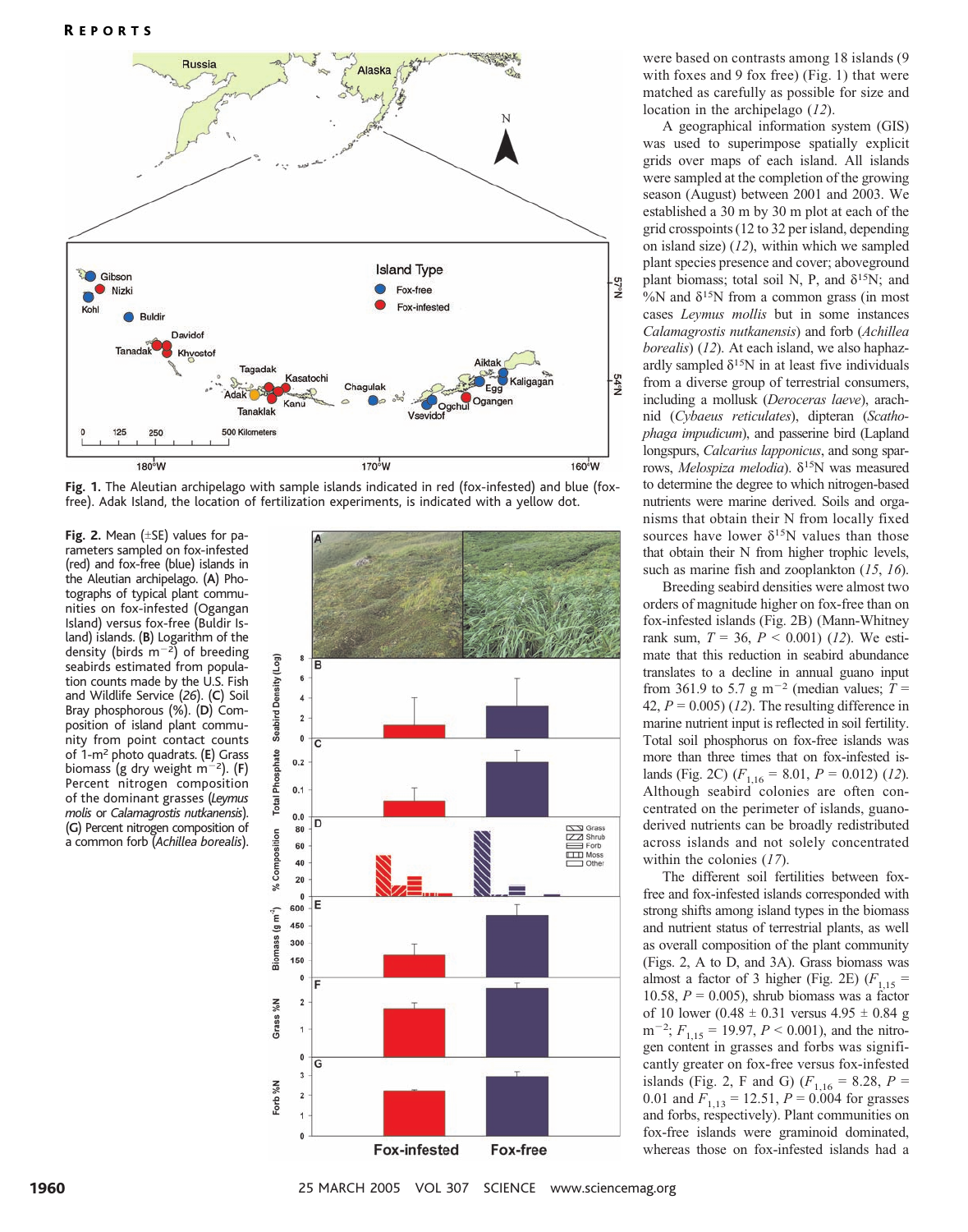were based on contrasts among 18 islands (9 with foxes and 9 fox free) (Fig. 1) that were matched as carefully as possible for size and location in the archipelago (*12*).

A geographical information system (GIS) was used to superimpose spatially explicit grids over maps of each island. All islands were sampled at the completion of the growing season (August) between 2001 and 2003. We established a 30 m by 30 m plot at each of the grid crosspoints (12 to 32 per island, depending on island size) (*12*), within which we sampled plant species presence and cover; aboveground plant biomass; total soil N, P, and $\delta^{15}N$; and %N and $\delta^{15}N$ from a common grass (in most cases *Leymus mollis* but in some instances *Calamagrostis nutkanensis*) and forb (*Achillea borealis*) (*12*). At each island, we also haphazardly sampled $\delta^{15}N$ in at least five individuals from a diverse group of terrestrial consumers, including a mollusk (*Deroceras laeve*), arachnid (*Cybaeus reticulates*), dipteran (*Scathophaga impudicum*), and passerine bird (Lapland longspurs, *Calcarius lapponicus*, and song sparrows, *Melospiza melodia*). $\delta^{15}N$ was measured to determine the degree to which nitrogen-based nutrients were marine derived. Soils and organisms that obtain their N from locally fixed sources have lower $\delta^{15}N$ values than those that obtain their N from higher trophic levels, such as marine fish and zooplankton (*15*, *16*).

Breeding seabird densities were almost two orders of magnitude higher on fox-free than on fox-infested islands (Fig. 2B) (Mann-Whitney rank sum, $T = 36$, $P < 0.001$) (*12*). We estimate that this reduction in seabird abundance translates to a decline in annual guano input from 361.9 to 5.7 g m$^{-2}$ (median values; $T = 42$, $P = 0.005$) (*12*). The resulting difference in marine nutrient input is reflected in soil fertility. Total soil phosphorus on fox-free islands was more than three times that on fox-infested islands (Fig. 2C) ($F_{1,16} = 8.01$, $P = 0.012$) (*12*). Although seabird colonies are often concentrated on the perimeter of islands, guano-derived nutrients can be broadly redistributed across islands and not solely concentrated within the colonies (*17*).

The different soil fertilities between fox-free and fox-infested islands corresponded with strong shifts among island types in the biomass and nutrient status of terrestrial plants, as well as overall composition of the plant community (Figs. 2, A to D, and 3A). Grass biomass was almost a factor of 3 higher (Fig. 2E) ($F_{1,15} = 10.58$, $P = 0.005$), shrub biomass was a factor of 10 lower ($0.48 \pm 0.31$ versus $4.95 \pm 0.84$ g m$^{-2}$; $F_{1,15} = 19.97$, $P < 0.001$), and the nitrogen content in grasses and forbs was significantly greater on fox-free versus fox-infested islands (Fig. 2, F and G) ($F_{1,16} = 8.28$, $P = 0.01$ and $F_{1,13} = 12.51$, $P = 0.004$ for grasses and forbs, respectively). Plant communities on fox-free islands were graminoid dominated, whereas those on fox-infested islands had a

**Fig. 1.** The Aleutian archipelago with sample islands indicated in red (fox-infested) and blue (fox-free). Adak Island, the location of fertilization experiments, is indicated with a yellow dot.

**Fig. 2.** Mean (±SE) values for parameters sampled on fox-infested (red) and fox-free (blue) islands in the Aleutian archipelago. (**A**) Photographs of typical plant communities on fox-infested (Ogangan Island) versus fox-free (Buldir Island) islands. (**B**) Logarithm of the density (birds m$^{-2}$) of breeding seabirds estimated from population counts made by the U.S. Fish and Wildlife Service (*26*). (**C**) Soil Bray phosphorous (%). (**D**) Composition of island plant community from point contact counts of 1-m$^2$ photo quadrats. (**E**) Grass biomass (g dry weight m$^{-2}$). (**F**) Percent nitrogen composition of the dominant grasses (*Leymus molis* or *Calamagrostis nutkanensis*). (**G**) Percent nitrogen composition of a common forb (*Achillea borealis*).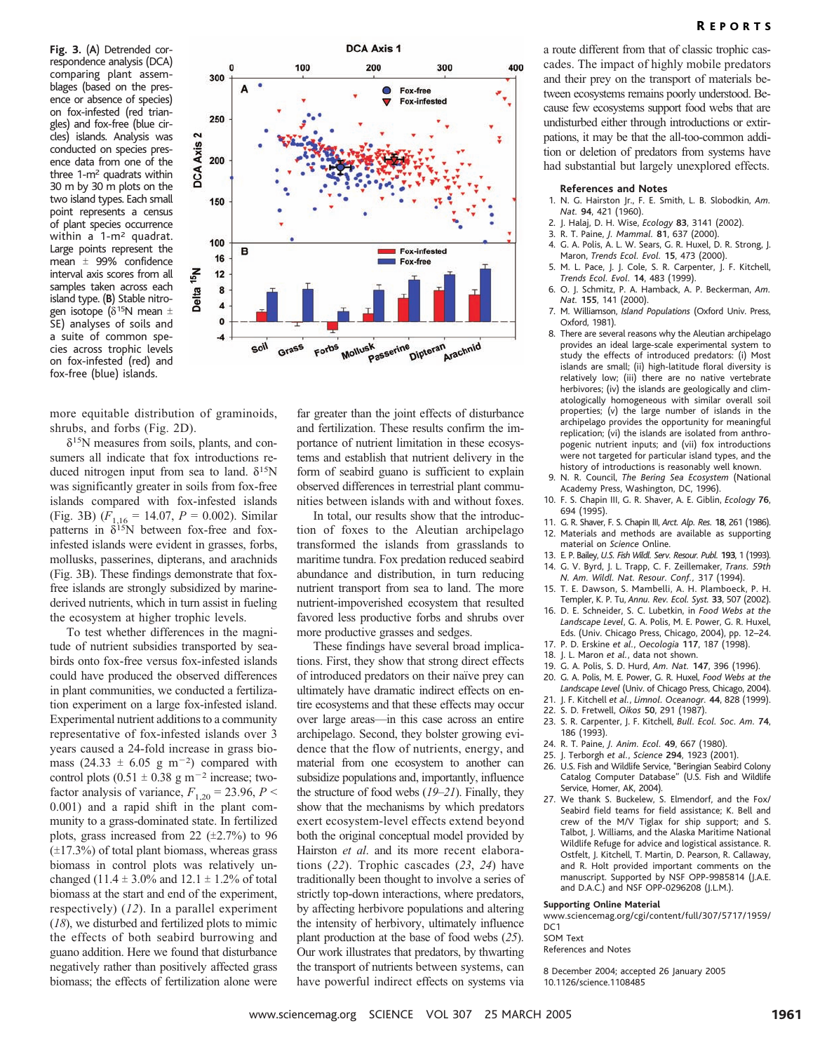DCA Axis 1

0 100 200 300 400

DCA Axis 2

300 250 200 150 100

A

Fox-free

Fox-infested

B

Fox-infested

Fox-free

Delta $^{15}$N

16 12 8 4 0 -4

Soil Grass Forbs Mollusk Passerine Dipteran Arachnid

**Fig. 3.** (**A**) Detrended correspondence analysis (DCA) comparing plant assemblages (based on the presence or absence of species) on fox-infested (red triangles) and fox-free (blue circles) islands. Analysis was conducted on species presence data from one of the three 1-m$^2$ quadrats within 30 m by 30 m plots on the two island types. Each small point represents a census of plant species occurrence within a 1-m$^2$ quadrat. Large points represent the mean ± 99% confidence interval axis scores from all samples taken across each island type. (**B**) Stable nitrogen isotope ($\delta^{15}$N mean ± SE) analyses of soils and a suite of common species across trophic levels on fox-infested (red) and fox-free (blue) islands.

more equitable distribution of graminoids, shrubs, and forbs (Fig. 2D).

$\delta^{15}$N measures from soils, plants, and consumers all indicate that fox introductions reduced nitrogen input from sea to land. $\delta^{15}$N was significantly greater in soils from fox-free islands compared with fox-infested islands (Fig. 3B) ($F_{1,16} = 14.07$, $P = 0.002$). Similar patterns in $\delta^{15}$N between fox-free and fox-infested islands were evident in grasses, forbs, mollusks, passerines, dipterans, and arachnids (Fig. 3B). These findings demonstrate that fox-free islands are strongly subsidized by marine-derived nutrients, which in turn assist in fueling the ecosystem at higher trophic levels.

To test whether differences in the magnitude of nutrient subsidies transported by seabirds onto fox-free versus fox-infested islands could have produced the observed differences in plant communities, we conducted a fertilization experiment on a large fox-infested island. Experimental nutrient additions to a community representative of fox-infested islands over 3 years caused a 24-fold increase in grass biomass (24.33 ± 6.05 g m$^{-2}$) compared with control plots (0.51 ± 0.38 g m$^{-2}$ increase; two-factor analysis of variance, $F_{1,20} = 23.96$, $P < 0.001$) and a rapid shift in the plant community to a grass-dominated state. In fertilized plots, grass increased from 22 (±2.7%) to 96 (±17.3%) of total plant biomass, whereas grass biomass in control plots was relatively unchanged (11.4 ± 3.0% and 12.1 ± 1.2% of total biomass at the start and end of the experiment, respectively) (*12*). In a parallel experiment (*18*), we disturbed and fertilized plots to mimic the effects of both seabird burrowing and guano addition. Here we found that disturbance negatively rather than positively affected grass biomass; the effects of fertilization alone were far greater than the joint effects of disturbance and fertilization. These results confirm the importance of nutrient limitation in these ecosystems and establish that nutrient delivery in the form of seabird guano is sufficient to explain observed differences in terrestrial plant communities between islands with and without foxes.

In total, our results show that the introduction of foxes to the Aleutian archipelago transformed the islands from grasslands to maritime tundra. Fox predation reduced seabird abundance and distribution, in turn reducing nutrient transport from sea to land. The more nutrient-impoverished ecosystem that resulted favored less productive forbs and shrubs over more productive grasses and sedges.

These findings have several broad implications. First, they show that strong direct effects of introduced predators on their naïve prey can ultimately have dramatic indirect effects on entire ecosystems and that these effects may occur over large areas—in this case across an entire archipelago. Second, they bolster growing evidence that the flow of nutrients, energy, and material from one ecosystem to another can subsidize populations and, importantly, influence the structure of food webs (*19–21*). Finally, they show that the mechanisms by which predators exert ecosystem-level effects extend beyond both the original conceptual model provided by Hairston *et al.* and its more recent elaborations (*22*). Trophic cascades (*23*, *24*) have traditionally been thought to involve a series of strictly top-down interactions, where predators, by affecting herbivore populations and altering the intensity of herbivory, ultimately influence plant production at the base of food webs (*25*). Our work illustrates that predators, by thwarting the transport of nutrients between systems, can have powerful indirect effects on systems via a route different from that of classic trophic cascades. The impact of highly mobile predators and their prey on the transport of materials between ecosystems remains poorly understood. Because few ecosystems support food webs that are undisturbed either through introductions or extirpations, it may be that the all-too-common addition or deletion of predators from systems have had substantial but largely unexplored effects.

### References and Notes

1. N. G. Hairston Jr., F. E. Smith, L. B. Slobodkin, *Am. Nat.* **94**, 421 (1960).
2. J. Halaj, D. H. Wise, *Ecology* **83**, 3141 (2002).
3. R. T. Paine, *J. Mammal.* **81**, 637 (2000).
4. G. A. Polis, A. L. W. Sears, G. R. Huxel, D. R. Strong, J. Maron, *Trends Ecol. Evol.* **15**, 473 (2000).
5. M. L. Pace, J. J. Cole, S. R. Carpenter, J. F. Kitchell, *Trends Ecol. Evol.* **14**, 483 (1999).
6. O. J. Schmitz, P. A. Hamback, A. P. Beckerman, *Am. Nat.* **155**, 141 (2000).
7. M. Williamson, *Island Populations* (Oxford Univ. Press, Oxford, 1981).
8. There are several reasons why the Aleutian archipelago provides an ideal large-scale experimental system to study the effects of introduced predators: (i) Most islands are small; (ii) high-latitude floral diversity is relatively low; (iii) there are no native vertebrate herbivores; (iv) the islands are geologically and climatologically homogeneous with similar overall soil properties; (v) the large number of islands in the archipelago provides the opportunity for meaningful replication; (vi) the islands are isolated from anthropogenic nutrient inputs; and (vii) fox introductions were not targeted for particular island types, and the history of introductions is reasonably well known.
9. N. R. Council, *The Bering Sea Ecosystem* (National Academy Press, Washington, DC, 1996).
10. F. S. Chapin III, G. R. Shaver, A. E. Giblin, *Ecology* **76**, 694 (1995).
11. G. R. Shaver, F. S. Chapin III, *Arct. Alp. Res.* **18**, 261 (1986).
12. Materials and methods are available as supporting material on *Science* Online.
13. E. P. Bailey, *U.S. Fish Wildl. Serv. Resour. Publ.* **193**, 1 (1993).
14. G. V. Byrd, J. L. Trapp, C. F. Zeillemaker, *Trans. 59th N. Am. Wildl. Nat. Resour. Conf.*, 317 (1994).
15. T. E. Dawson, S. Mambelli, A. H. Plamboeck, P. H. Templer, K. P. Tu, *Annu. Rev. Ecol. Syst.* **33**, 507 (2002).
16. D. E. Schneider, S. C. Lubetkin, in *Food Webs at the Landscape Level*, G. A. Polis, M. E. Power, G. R. Huxel, Eds. (Univ. Chicago Press, Chicago, 2004), pp. 12–24.
17. P. D. Erskine *et al.*, *Oecologia* **117**, 187 (1998).
18. J. L. Maron *et al.*, data not shown.
19. G. A. Polis, S. D. Hurd, *Am. Nat.* **147**, 396 (1996).
20. G. A. Polis, M. E. Power, G. R. Huxel, *Food Webs at the Landscape Level* (Univ. of Chicago Press, Chicago, 2004).
21. J. F. Kitchell *et al.*, *Limnol. Oceanogr.* **44**, 828 (1999).
22. S. D. Fretwell, *Oikos* **50**, 291 (1987).
23. S. R. Carpenter, J. F. Kitchell, *Bull. Ecol. Soc. Am.* **74**, 186 (1993).
24. R. T. Paine, *J. Anim. Ecol.* **49**, 667 (1980).
25. J. Terborgh *et al.*, *Science* **294**, 1923 (2001).
26. U.S. Fish and Wildlife Service, "Beringian Seabird Colony Catalog Computer Database" (U.S. Fish and Wildlife Service, Homer, AK, 2004).
27. We thank S. Buckelew, S. Elmendorf, and the Fox/Seabird field teams for field assistance; K. Bell and crew of the M/V Tiglax for ship support; and S. Talbot, J. Williams, and the Alaska Maritime National Wildlife Refuge for advice and logistical assistance. R. Ostfelt, J. Kitchell, T. Martin, D. Pearson, R. Callaway, and R. Holt provided important comments on the manuscript. Supported by NSF OPP-9985814 (J.A.E. and D.A.C.) and NSF OPP-0296208 (J.L.M.).

**Supporting Online Material**

www.sciencemag.org/cgi/content/full/307/5717/1959/DC1
SOM Text
References and Notes

8 December 2004; accepted 26 January 2005
10.1126/science.1108485